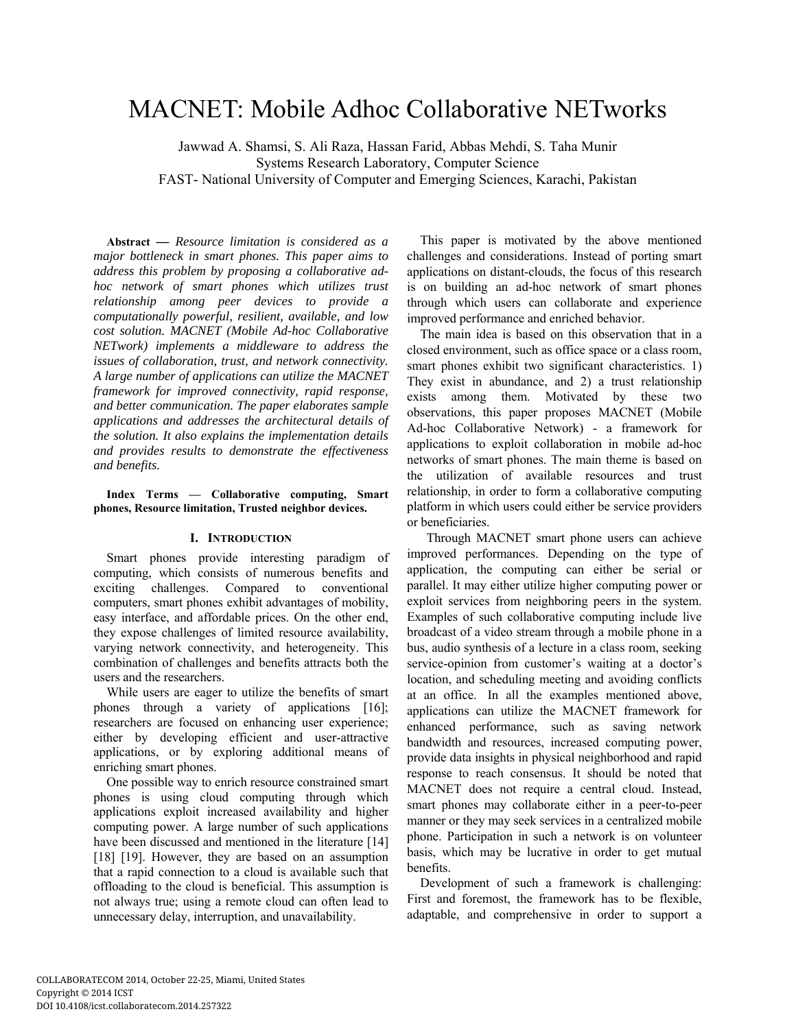# MACNET: Mobile Adhoc Collaborative NETworks

Jawwad A. Shamsi, S. Ali Raza, Hassan Farid, Abbas Mehdi, S. Taha Munir
Systems Research Laboratory, Computer Science
FAST- National University of Computer and Emerging Sciences, Karachi, Pakistan

**Abstract —** *Resource limitation is considered as a major bottleneck in smart phones. This paper aims to address this problem by proposing a collaborative ad-hoc network of smart phones which utilizes trust relationship among peer devices to provide a computationally powerful, resilient, available, and low cost solution. MACNET (Mobile Ad-hoc Collaborative NETwork) implements a middleware to address the issues of collaboration, trust, and network connectivity. A large number of applications can utilize the MACNET framework for improved connectivity, rapid response, and better communication. The paper elaborates sample applications and addresses the architectural details of the solution. It also explains the implementation details and provides results to demonstrate the effectiveness and benefits.*

**Index Terms — Collaborative computing, Smart phones, Resource limitation, Trusted neighbor devices.**

## I. Introduction

Smart phones provide interesting paradigm of computing, which consists of numerous benefits and exciting challenges. Compared to conventional computers, smart phones exhibit advantages of mobility, easy interface, and affordable prices. On the other end, they expose challenges of limited resource availability, varying network connectivity, and heterogeneity. This combination of challenges and benefits attracts both the users and the researchers.

While users are eager to utilize the benefits of smart phones through a variety of applications [16]; researchers are focused on enhancing user experience; either by developing efficient and user-attractive applications, or by exploring additional means of enriching smart phones.

One possible way to enrich resource constrained smart phones is using cloud computing through which applications exploit increased availability and higher computing power. A large number of such applications have been discussed and mentioned in the literature [14] [18] [19]. However, they are based on an assumption that a rapid connection to a cloud is available such that offloading to the cloud is beneficial. This assumption is not always true; using a remote cloud can often lead to unnecessary delay, interruption, and unavailability.

This paper is motivated by the above mentioned challenges and considerations. Instead of porting smart applications on distant-clouds, the focus of this research is on building an ad-hoc network of smart phones through which users can collaborate and experience improved performance and enriched behavior.

The main idea is based on this observation that in a closed environment, such as office space or a class room, smart phones exhibit two significant characteristics. 1) They exist in abundance, and 2) a trust relationship exists among them. Motivated by these two observations, this paper proposes MACNET (Mobile Ad-hoc Collaborative Network) - a framework for applications to exploit collaboration in mobile ad-hoc networks of smart phones. The main theme is based on the utilization of available resources and trust relationship, in order to form a collaborative computing platform in which users could either be service providers or beneficiaries.

Through MACNET smart phone users can achieve improved performances. Depending on the type of application, the computing can either be serial or parallel. It may either utilize higher computing power or exploit services from neighboring peers in the system. Examples of such collaborative computing include live broadcast of a video stream through a mobile phone in a bus, audio synthesis of a lecture in a class room, seeking service-opinion from customer's waiting at a doctor's location, and scheduling meeting and avoiding conflicts at an office. In all the examples mentioned above, applications can utilize the MACNET framework for enhanced performance, such as saving network bandwidth and resources, increased computing power, provide data insights in physical neighborhood and rapid response to reach consensus. It should be noted that MACNET does not require a central cloud. Instead, smart phones may collaborate either in a peer-to-peer manner or they may seek services in a centralized mobile phone. Participation in such a network is on volunteer basis, which may be lucrative in order to get mutual benefits.

Development of such a framework is challenging: First and foremost, the framework has to be flexible, adaptable, and comprehensive in order to support a

COLLABORATECOM 2014, October 22-25, Miami, United States
Copyright © 2014 ICST
DOI 10.4108/icst.collaboratecom.2014.257322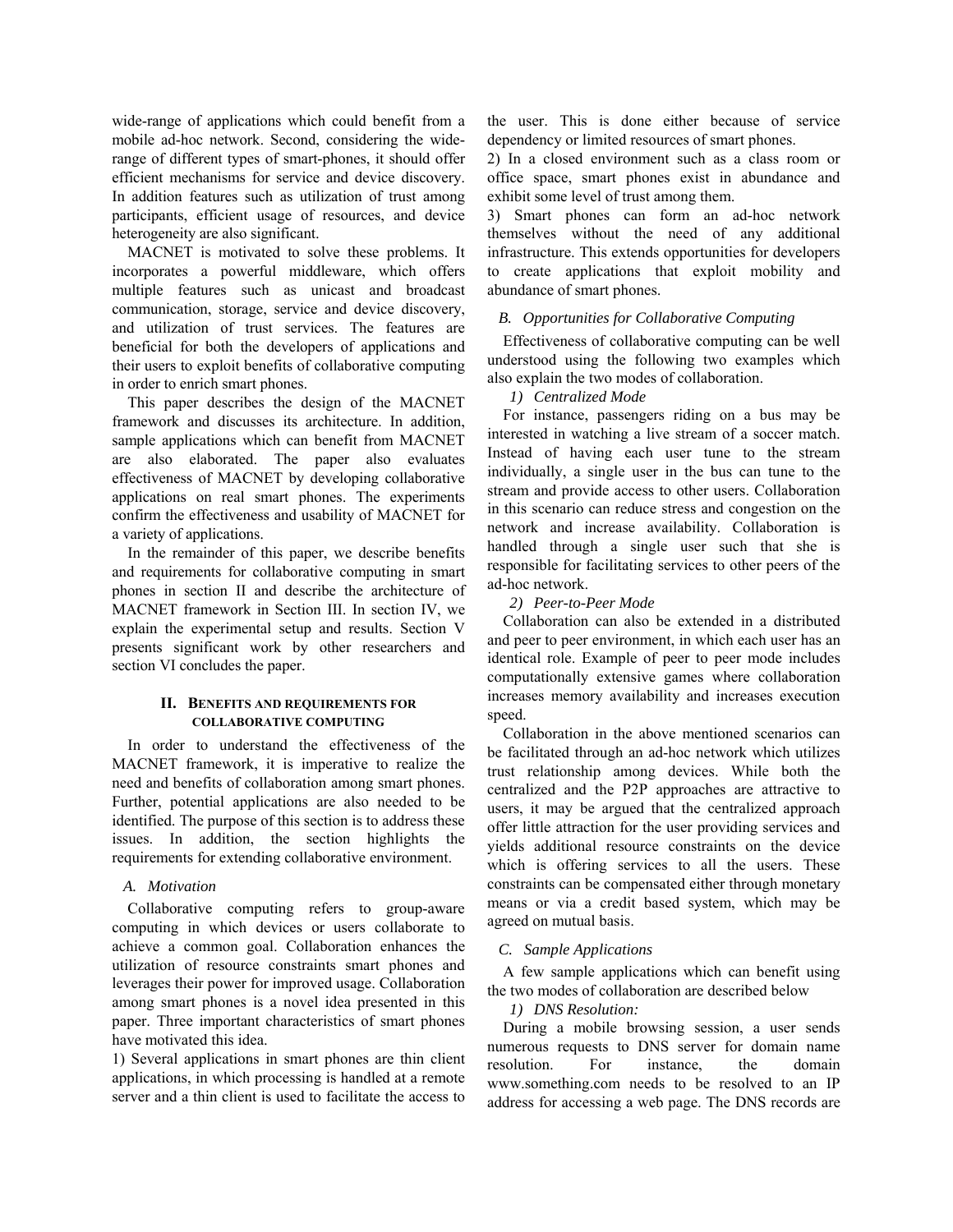wide-range of applications which could benefit from a mobile ad-hoc network. Second, considering the wide-range of different types of smart-phones, it should offer efficient mechanisms for service and device discovery. In addition features such as utilization of trust among participants, efficient usage of resources, and device heterogeneity are also significant.

MACNET is motivated to solve these problems. It incorporates a powerful middleware, which offers multiple features such as unicast and broadcast communication, storage, service and device discovery, and utilization of trust services. The features are beneficial for both the developers of applications and their users to exploit benefits of collaborative computing in order to enrich smart phones.

This paper describes the design of the MACNET framework and discusses its architecture. In addition, sample applications which can benefit from MACNET are also elaborated. The paper also evaluates effectiveness of MACNET by developing collaborative applications on real smart phones. The experiments confirm the effectiveness and usability of MACNET for a variety of applications.

In the remainder of this paper, we describe benefits and requirements for collaborative computing in smart phones in section II and describe the architecture of MACNET framework in Section III. In section IV, we explain the experimental setup and results. Section V presents significant work by other researchers and section VI concludes the paper.

## II. Benefits and Requirements for Collaborative Computing

In order to understand the effectiveness of the MACNET framework, it is imperative to realize the need and benefits of collaboration among smart phones. Further, potential applications are also needed to be identified. The purpose of this section is to address these issues. In addition, the section highlights the requirements for extending collaborative environment.

### *A. Motivation*

Collaborative computing refers to group-aware computing in which devices or users collaborate to achieve a common goal. Collaboration enhances the utilization of resource constraints smart phones and leverages their power for improved usage. Collaboration among smart phones is a novel idea presented in this paper. Three important characteristics of smart phones have motivated this idea.

1) Several applications in smart phones are thin client applications, in which processing is handled at a remote server and a thin client is used to facilitate the access to the user. This is done either because of service dependency or limited resources of smart phones.

2) In a closed environment such as a class room or office space, smart phones exist in abundance and exhibit some level of trust among them.

3) Smart phones can form an ad-hoc network themselves without the need of any additional infrastructure. This extends opportunities for developers to create applications that exploit mobility and abundance of smart phones.

### *B. Opportunities for Collaborative Computing*

Effectiveness of collaborative computing can be well understood using the following two examples which also explain the two modes of collaboration.

#### *1) Centralized Mode*

For instance, passengers riding on a bus may be interested in watching a live stream of a soccer match. Instead of having each user tune to the stream individually, a single user in the bus can tune to the stream and provide access to other users. Collaboration in this scenario can reduce stress and congestion on the network and increase availability. Collaboration is handled through a single user such that she is responsible for facilitating services to other peers of the ad-hoc network.

#### *2) Peer-to-Peer Mode*

Collaboration can also be extended in a distributed and peer to peer environment, in which each user has an identical role. Example of peer to peer mode includes computationally extensive games where collaboration increases memory availability and increases execution speed.

Collaboration in the above mentioned scenarios can be facilitated through an ad-hoc network which utilizes trust relationship among devices. While both the centralized and the P2P approaches are attractive to users, it may be argued that the centralized approach offer little attraction for the user providing services and yields additional resource constraints on the device which is offering services to all the users. These constraints can be compensated either through monetary means or via a credit based system, which may be agreed on mutual basis.

### *C. Sample Applications*

A few sample applications which can benefit using the two modes of collaboration are described below

#### *1) DNS Resolution:*

During a mobile browsing session, a user sends numerous requests to DNS server for domain name resolution. For instance, the domain www.something.com needs to be resolved to an IP address for accessing a web page. The DNS records are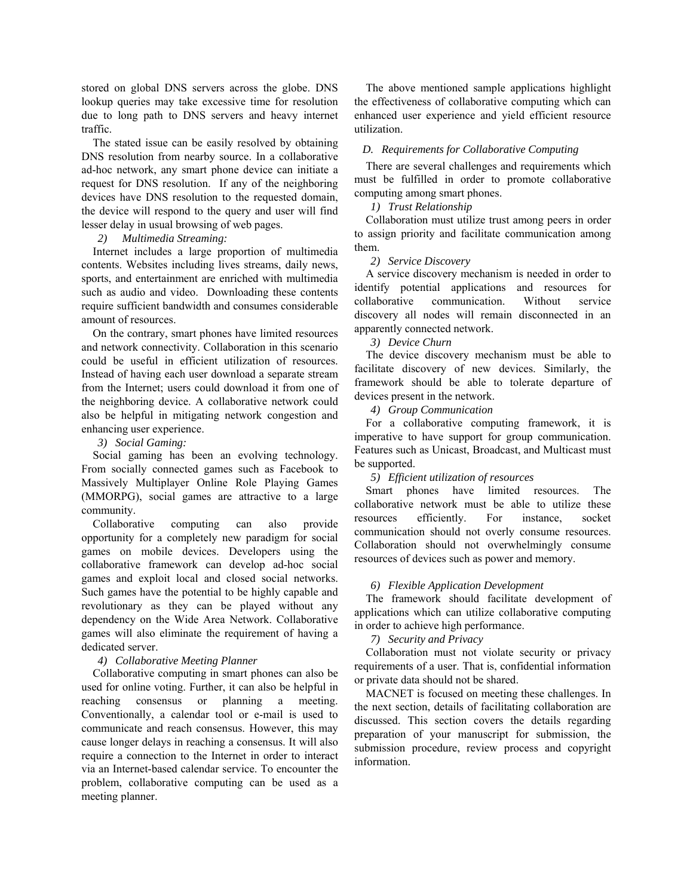stored on global DNS servers across the globe. DNS lookup queries may take excessive time for resolution due to long path to DNS servers and heavy internet traffic.

The stated issue can be easily resolved by obtaining DNS resolution from nearby source. In a collaborative ad-hoc network, any smart phone device can initiate a request for DNS resolution. If any of the neighboring devices have DNS resolution to the requested domain, the device will respond to the query and user will find lesser delay in usual browsing of web pages.

*2) Multimedia Streaming:*

Internet includes a large proportion of multimedia contents. Websites including lives streams, daily news, sports, and entertainment are enriched with multimedia such as audio and video. Downloading these contents require sufficient bandwidth and consumes considerable amount of resources.

On the contrary, smart phones have limited resources and network connectivity. Collaboration in this scenario could be useful in efficient utilization of resources. Instead of having each user download a separate stream from the Internet; users could download it from one of the neighboring device. A collaborative network could also be helpful in mitigating network congestion and enhancing user experience.

*3) Social Gaming:*

Social gaming has been an evolving technology. From socially connected games such as Facebook to Massively Multiplayer Online Role Playing Games (MMORPG), social games are attractive to a large community.

Collaborative computing can also provide opportunity for a completely new paradigm for social games on mobile devices. Developers using the collaborative framework can develop ad-hoc social games and exploit local and closed social networks. Such games have the potential to be highly capable and revolutionary as they can be played without any dependency on the Wide Area Network. Collaborative games will also eliminate the requirement of having a dedicated server.

*4) Collaborative Meeting Planner*

Collaborative computing in smart phones can also be used for online voting. Further, it can also be helpful in reaching consensus or planning a meeting. Conventionally, a calendar tool or e-mail is used to communicate and reach consensus. However, this may cause longer delays in reaching a consensus. It will also require a connection to the Internet in order to interact via an Internet-based calendar service. To encounter the problem, collaborative computing can be used as a meeting planner.

The above mentioned sample applications highlight the effectiveness of collaborative computing which can enhanced user experience and yield efficient resource utilization.

### *D. Requirements for Collaborative Computing*

There are several challenges and requirements which must be fulfilled in order to promote collaborative computing among smart phones.

*1) Trust Relationship*

Collaboration must utilize trust among peers in order to assign priority and facilitate communication among them.

*2) Service Discovery*

A service discovery mechanism is needed in order to identify potential applications and resources for collaborative communication. Without service discovery all nodes will remain disconnected in an apparently connected network.

*3) Device Churn*

The device discovery mechanism must be able to facilitate discovery of new devices. Similarly, the framework should be able to tolerate departure of devices present in the network.

*4) Group Communication*

For a collaborative computing framework, it is imperative to have support for group communication. Features such as Unicast, Broadcast, and Multicast must be supported.

*5) Efficient utilization of resources*

Smart phones have limited resources. The collaborative network must be able to utilize these resources efficiently. For instance, socket communication should not overly consume resources. Collaboration should not overwhelmingly consume resources of devices such as power and memory.

*6) Flexible Application Development*

The framework should facilitate development of applications which can utilize collaborative computing in order to achieve high performance.

*7) Security and Privacy*

Collaboration must not violate security or privacy requirements of a user. That is, confidential information or private data should not be shared.

MACNET is focused on meeting these challenges. In the next section, details of facilitating collaboration are discussed. This section covers the details regarding preparation of your manuscript for submission, the submission procedure, review process and copyright information.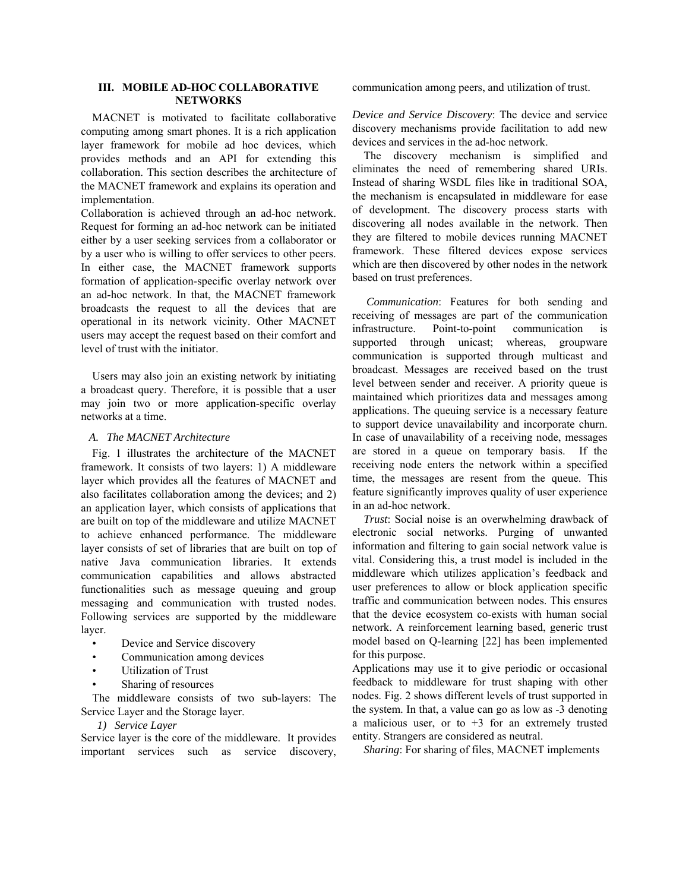## III. MOBILE AD-HOC COLLABORATIVE NETWORKS

MACNET is motivated to facilitate collaborative computing among smart phones. It is a rich application layer framework for mobile ad hoc devices, which provides methods and an API for extending this collaboration. This section describes the architecture of the MACNET framework and explains its operation and implementation.

Collaboration is achieved through an ad-hoc network. Request for forming an ad-hoc network can be initiated either by a user seeking services from a collaborator or by a user who is willing to offer services to other peers. In either case, the MACNET framework supports formation of application-specific overlay network over an ad-hoc network. In that, the MACNET framework broadcasts the request to all the devices that are operational in its network vicinity. Other MACNET users may accept the request based on their comfort and level of trust with the initiator.

Users may also join an existing network by initiating a broadcast query. Therefore, it is possible that a user may join two or more application-specific overlay networks at a time.

### *A. The MACNET Architecture*

Fig. 1 illustrates the architecture of the MACNET framework. It consists of two layers: 1) A middleware layer which provides all the features of MACNET and also facilitates collaboration among the devices; and 2) an application layer, which consists of applications that are built on top of the middleware and utilize MACNET to achieve enhanced performance. The middleware layer consists of set of libraries that are built on top of native Java communication libraries. It extends communication capabilities and allows abstracted functionalities such as message queuing and group messaging and communication with trusted nodes. Following services are supported by the middleware layer.

- Device and Service discovery
- Communication among devices
- Utilization of Trust
- Sharing of resources

The middleware consists of two sub-layers: The Service Layer and the Storage layer.

#### *1) Service Layer*

Service layer is the core of the middleware. It provides important services such as service discovery, communication among peers, and utilization of trust.

*Device and Service Discovery*: The device and service discovery mechanisms provide facilitation to add new devices and services in the ad-hoc network.

The discovery mechanism is simplified and eliminates the need of remembering shared URIs. Instead of sharing WSDL files like in traditional SOA, the mechanism is encapsulated in middleware for ease of development. The discovery process starts with discovering all nodes available in the network. Then they are filtered to mobile devices running MACNET framework. These filtered devices expose services which are then discovered by other nodes in the network based on trust preferences.

*Communication*: Features for both sending and receiving of messages are part of the communication infrastructure. Point-to-point communication is supported through unicast; whereas, groupware communication is supported through multicast and broadcast. Messages are received based on the trust level between sender and receiver. A priority queue is maintained which prioritizes data and messages among applications. The queuing service is a necessary feature to support device unavailability and incorporate churn. In case of unavailability of a receiving node, messages are stored in a queue on temporary basis. If the receiving node enters the network within a specified time, the messages are resent from the queue. This feature significantly improves quality of user experience in an ad-hoc network.

*Trust*: Social noise is an overwhelming drawback of electronic social networks. Purging of unwanted information and filtering to gain social network value is vital. Considering this, a trust model is included in the middleware which utilizes application's feedback and user preferences to allow or block application specific traffic and communication between nodes. This ensures that the device ecosystem co-exists with human social network. A reinforcement learning based, generic trust model based on Q-learning [22] has been implemented for this purpose.

Applications may use it to give periodic or occasional feedback to middleware for trust shaping with other nodes. Fig. 2 shows different levels of trust supported in the system. In that, a value can go as low as -3 denoting a malicious user, or to +3 for an extremely trusted entity. Strangers are considered as neutral.

*Sharing*: For sharing of files, MACNET implements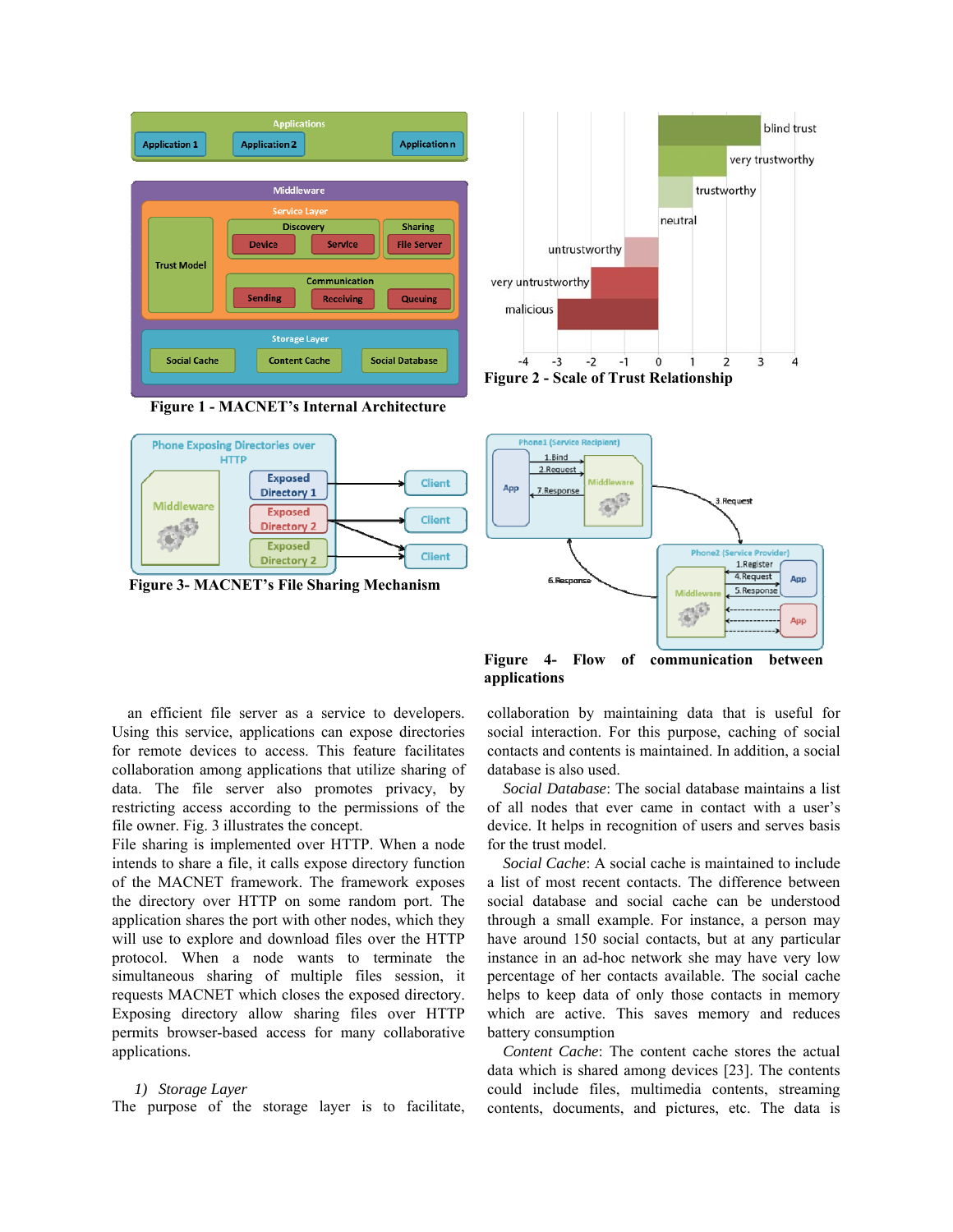Figure 1 - MACNET's Internal Architecture

Figure 2 - Scale of Trust Relationship

Figure 3- MACNET's File Sharing Mechanism

Figure 4- Flow of communication between applications

an efficient file server as a service to developers. Using this service, applications can expose directories for remote devices to access. This feature facilitates collaboration among applications that utilize sharing of data. The file server also promotes privacy, by restricting access according to the permissions of the file owner. Fig. 3 illustrates the concept.

File sharing is implemented over HTTP. When a node intends to share a file, it calls expose directory function of the MACNET framework. The framework exposes the directory over HTTP on some random port. The application shares the port with other nodes, which they will use to explore and download files over the HTTP protocol. When a node wants to terminate the simultaneous sharing of multiple files session, it requests MACNET which closes the exposed directory. Exposing directory allow sharing files over HTTP permits browser-based access for many collaborative applications.

*1) Storage Layer*

The purpose of the storage layer is to facilitate, collaboration by maintaining data that is useful for social interaction. For this purpose, caching of social contacts and contents is maintained. In addition, a social database is also used.

*Social Database*: The social database maintains a list of all nodes that ever came in contact with a user's device. It helps in recognition of users and serves basis for the trust model.

*Social Cache*: A social cache is maintained to include a list of most recent contacts. The difference between social database and social cache can be understood through a small example. For instance, a person may have around 150 social contacts, but at any particular instance in an ad-hoc network she may have very low percentage of her contacts available. The social cache helps to keep data of only those contacts in memory which are active. This saves memory and reduces battery consumption

*Content Cache*: The content cache stores the actual data which is shared among devices [23]. The contents could include files, multimedia contents, streaming contents, documents, and pictures, etc. The data is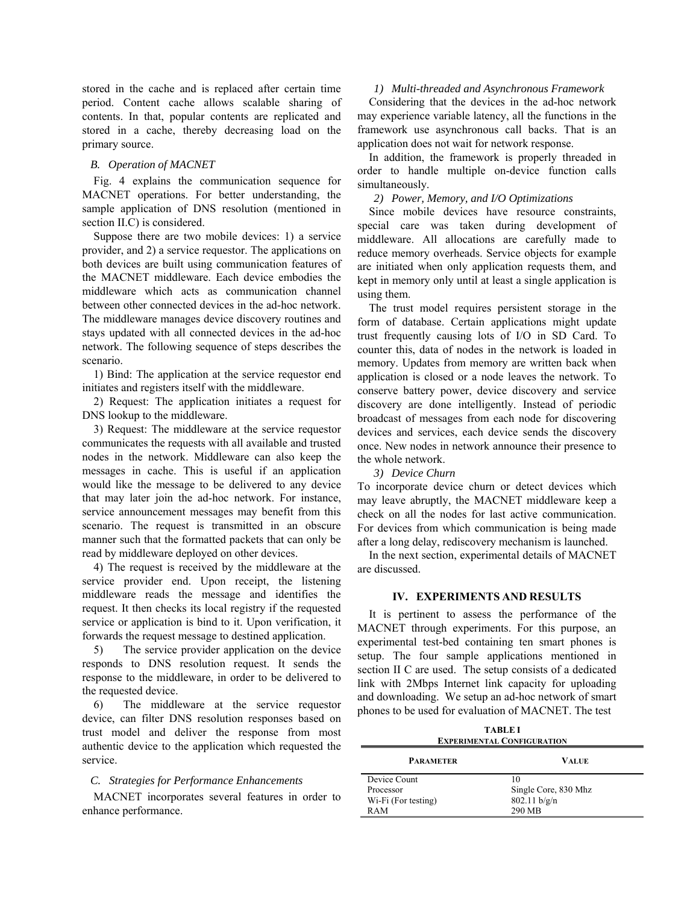stored in the cache and is replaced after certain time period. Content cache allows scalable sharing of contents. In that, popular contents are replicated and stored in a cache, thereby decreasing load on the primary source.

### *B. Operation of MACNET*

Fig. 4 explains the communication sequence for MACNET operations. For better understanding, the sample application of DNS resolution (mentioned in section II.C) is considered.

Suppose there are two mobile devices: 1) a service provider, and 2) a service requestor. The applications on both devices are built using communication features of the MACNET middleware. Each device embodies the middleware which acts as communication channel between other connected devices in the ad-hoc network. The middleware manages device discovery routines and stays updated with all connected devices in the ad-hoc network. The following sequence of steps describes the scenario.

1) Bind: The application at the service requestor end initiates and registers itself with the middleware.

2) Request: The application initiates a request for DNS lookup to the middleware.

3) Request: The middleware at the service requestor communicates the requests with all available and trusted nodes in the network. Middleware can also keep the messages in cache. This is useful if an application would like the message to be delivered to any device that may later join the ad-hoc network. For instance, service announcement messages may benefit from this scenario. The request is transmitted in an obscure manner such that the formatted packets that can only be read by middleware deployed on other devices.

4) The request is received by the middleware at the service provider end. Upon receipt, the listening middleware reads the message and identifies the request. It then checks its local registry if the requested service or application is bind to it. Upon verification, it forwards the request message to destined application.

5) The service provider application on the device responds to DNS resolution request. It sends the response to the middleware, in order to be delivered to the requested device.

6) The middleware at the service requestor device, can filter DNS resolution responses based on trust model and deliver the response from most authentic device to the application which requested the service.

### *C. Strategies for Performance Enhancements*

MACNET incorporates several features in order to enhance performance.

#### *1) Multi-threaded and Asynchronous Framework*

Considering that the devices in the ad-hoc network may experience variable latency, all the functions in the framework use asynchronous call backs. That is an application does not wait for network response.

In addition, the framework is properly threaded in order to handle multiple on-device function calls simultaneously.

#### *2) Power, Memory, and I/O Optimizations*

Since mobile devices have resource constraints, special care was taken during development of middleware. All allocations are carefully made to reduce memory overheads. Service objects for example are initiated when only application requests them, and kept in memory only until at least a single application is using them.

The trust model requires persistent storage in the form of database. Certain applications might update trust frequently causing lots of I/O in SD Card. To counter this, data of nodes in the network is loaded in memory. Updates from memory are written back when application is closed or a node leaves the network. To conserve battery power, device discovery and service discovery are done intelligently. Instead of periodic broadcast of messages from each node for discovering devices and services, each device sends the discovery once. New nodes in network announce their presence to the whole network.

#### *3) Device Churn*

To incorporate device churn or detect devices which may leave abruptly, the MACNET middleware keep a check on all the nodes for last active communication. For devices from which communication is being made after a long delay, rediscovery mechanism is launched.

In the next section, experimental details of MACNET are discussed.

## IV. Experiments and Results

It is pertinent to assess the performance of the MACNET through experiments. For this purpose, an experimental test-bed containing ten smart phones is setup. The four sample applications mentioned in section II C are used. The setup consists of a dedicated link with 2Mbps Internet link capacity for uploading and downloading. We setup an ad-hoc network of smart phones to be used for evaluation of MACNET. The test

**TABLE I**
**Experimental Configuration**

| Parameter | Value |
|---|---|
| Device Count | 10 |
| Processor | Single Core, 830 Mhz |
| Wi-Fi (For testing) | 802.11 b/g/n |
| RAM | 290 MB |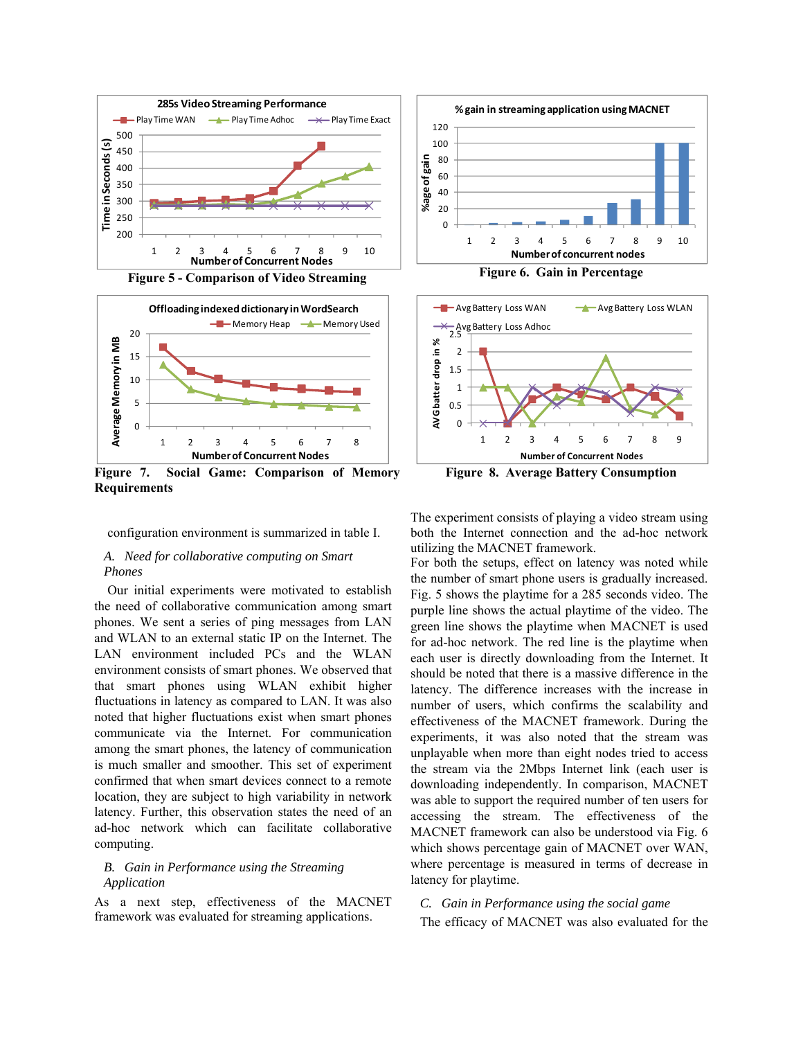Figure 5 - Comparison of Video Streaming

Figure 6. Gain in Percentage

Figure 7. Social Game: Comparison of Memory Requirements

Figure 8. Average Battery Consumption

configuration environment is summarized in table I.

### A. *Need for collaborative computing on Smart Phones*

Our initial experiments were motivated to establish the need of collaborative communication among smart phones. We sent a series of ping messages from LAN and WLAN to an external static IP on the Internet. The LAN environment included PCs and the WLAN environment consists of smart phones. We observed that that smart phones using WLAN exhibit higher fluctuations in latency as compared to LAN. It was also noted that higher fluctuations exist when smart phones communicate via the Internet. For communication among the smart phones, the latency of communication is much smaller and smoother. This set of experiment confirmed that when smart devices connect to a remote location, they are subject to high variability in network latency. Further, this observation states the need of an ad-hoc network which can facilitate collaborative computing.

### B. *Gain in Performance using the Streaming Application*

As a next step, effectiveness of the MACNET framework was evaluated for streaming applications. The experiment consists of playing a video stream using both the Internet connection and the ad-hoc network utilizing the MACNET framework.

For both the setups, effect on latency was noted while the number of smart phone users is gradually increased. Fig. 5 shows the playtime for a 285 seconds video. The purple line shows the actual playtime of the video. The green line shows the playtime when MACNET is used for ad-hoc network. The red line is the playtime when each user is directly downloading from the Internet. It should be noted that there is a massive difference in the latency. The difference increases with the increase in number of users, which confirms the scalability and effectiveness of the MACNET framework. During the experiments, it was also noted that the stream was unplayable when more than eight nodes tried to access the stream via the 2Mbps Internet link (each user is downloading independently. In comparison, MACNET was able to support the required number of ten users for accessing the stream. The effectiveness of the MACNET framework can also be understood via Fig. 6 which shows percentage gain of MACNET over WAN, where percentage is measured in terms of decrease in latency for playtime.

### C. *Gain in Performance using the social game*

The efficacy of MACNET was also evaluated for the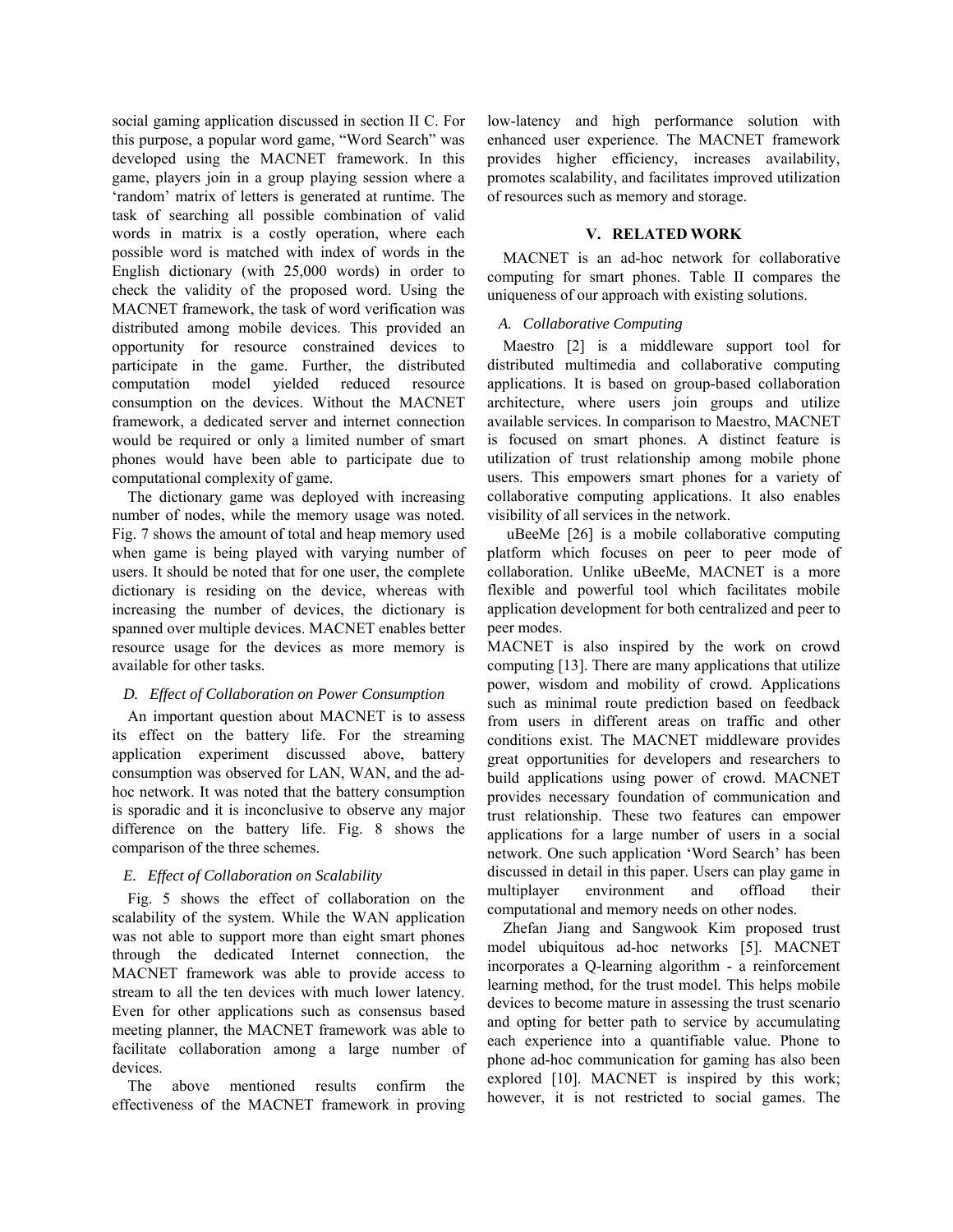social gaming application discussed in section II C. For this purpose, a popular word game, "Word Search" was developed using the MACNET framework. In this game, players join in a group playing session where a 'random' matrix of letters is generated at runtime. The task of searching all possible combination of valid words in matrix is a costly operation, where each possible word is matched with index of words in the English dictionary (with 25,000 words) in order to check the validity of the proposed word. Using the MACNET framework, the task of word verification was distributed among mobile devices. This provided an opportunity for resource constrained devices to participate in the game. Further, the distributed computation model yielded reduced resource consumption on the devices. Without the MACNET framework, a dedicated server and internet connection would be required or only a limited number of smart phones would have been able to participate due to computational complexity of game.

The dictionary game was deployed with increasing number of nodes, while the memory usage was noted. Fig. 7 shows the amount of total and heap memory used when game is being played with varying number of users. It should be noted that for one user, the complete dictionary is residing on the device, whereas with increasing the number of devices, the dictionary is spanned over multiple devices. MACNET enables better resource usage for the devices as more memory is available for other tasks.

### D. Effect of Collaboration on Power Consumption

An important question about MACNET is to assess its effect on the battery life. For the streaming application experiment discussed above, battery consumption was observed for LAN, WAN, and the ad-hoc network. It was noted that the battery consumption is sporadic and it is inconclusive to observe any major difference on the battery life. Fig. 8 shows the comparison of the three schemes.

### E. Effect of Collaboration on Scalability

Fig. 5 shows the effect of collaboration on the scalability of the system. While the WAN application was not able to support more than eight smart phones through the dedicated Internet connection, the MACNET framework was able to provide access to stream to all the ten devices with much lower latency. Even for other applications such as consensus based meeting planner, the MACNET framework was able to facilitate collaboration among a large number of devices.

The above mentioned results confirm the effectiveness of the MACNET framework in proving low-latency and high performance solution with enhanced user experience. The MACNET framework provides higher efficiency, increases availability, promotes scalability, and facilitates improved utilization of resources such as memory and storage.

## V. RELATED WORK

MACNET is an ad-hoc network for collaborative computing for smart phones. Table II compares the uniqueness of our approach with existing solutions.

### A. Collaborative Computing

Maestro [2] is a middleware support tool for distributed multimedia and collaborative computing applications. It is based on group-based collaboration architecture, where users join groups and utilize available services. In comparison to Maestro, MACNET is focused on smart phones. A distinct feature is utilization of trust relationship among mobile phone users. This empowers smart phones for a variety of collaborative computing applications. It also enables visibility of all services in the network.

uBeeMe [26] is a mobile collaborative computing platform which focuses on peer to peer mode of collaboration. Unlike uBeeMe, MACNET is a more flexible and powerful tool which facilitates mobile application development for both centralized and peer to peer modes.

MACNET is also inspired by the work on crowd computing [13]. There are many applications that utilize power, wisdom and mobility of crowd. Applications such as minimal route prediction based on feedback from users in different areas on traffic and other conditions exist. The MACNET middleware provides great opportunities for developers and researchers to build applications using power of crowd. MACNET provides necessary foundation of communication and trust relationship. These two features can empower applications for a large number of users in a social network. One such application 'Word Search' has been discussed in detail in this paper. Users can play game in multiplayer environment and offload their computational and memory needs on other nodes.

Zhefan Jiang and Sangwook Kim proposed trust model ubiquitous ad-hoc networks [5]. MACNET incorporates a Q-learning algorithm - a reinforcement learning method, for the trust model. This helps mobile devices to become mature in assessing the trust scenario and opting for better path to service by accumulating each experience into a quantifiable value. Phone to phone ad-hoc communication for gaming has also been explored [10]. MACNET is inspired by this work; however, it is not restricted to social games. The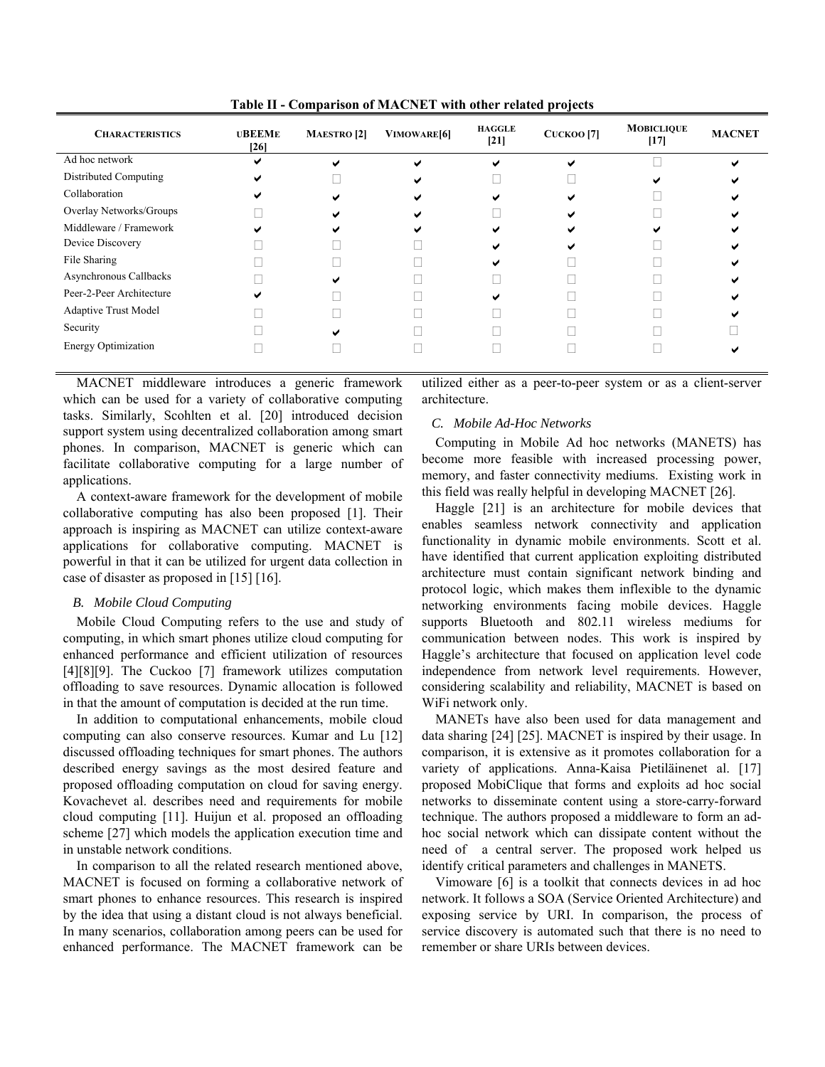**Table II - Comparison of MACNET with other related projects**

| CHARACTERISTICS | UBEEME [26] | MAESTRO [2] | VIMOWARE[6] | HAGGLE [21] | CUCKOO [7] | MOBICLIQUE [17] | MACNET |
|---|---|---|---|---|---|---|---|
| Ad hoc network | ✔ | ✔ | ✔ | ✔ | ✔ | □ | ✔ |
| Distributed Computing | ✔ | □ | ✔ | □ | □ | ✔ | ✔ |
| Collaboration | ✔ | ✔ | ✔ | ✔ | ✔ | □ | ✔ |
| Overlay Networks/Groups | □ | ✔ | ✔ | □ | ✔ | □ | ✔ |
| Middleware / Framework | ✔ | ✔ | ✔ | ✔ | ✔ | ✔ | ✔ |
| Device Discovery | □ | □ | □ | ✔ | ✔ | □ | ✔ |
| File Sharing | □ | □ | □ | ✔ | □ | □ | ✔ |
| Asynchronous Callbacks | □ | ✔ | □ | □ | □ | □ | ✔ |
| Peer-2-Peer Architecture | ✔ | □ | □ | ✔ | □ | □ | ✔ |
| Adaptive Trust Model | □ | □ | □ | □ | □ | □ | ✔ |
| Security | □ | ✔ | □ | □ | □ | □ | □ |
| Energy Optimization | □ | □ | □ | □ | □ | □ | ✔ |

MACNET middleware introduces a generic framework which can be used for a variety of collaborative computing tasks. Similarly, Scohlten et al. [20] introduced decision support system using decentralized collaboration among smart phones. In comparison, MACNET is generic which can facilitate collaborative computing for a large number of applications.

A context-aware framework for the development of mobile collaborative computing has also been proposed [1]. Their approach is inspiring as MACNET can utilize context-aware applications for collaborative computing. MACNET is powerful in that it can be utilized for urgent data collection in case of disaster as proposed in [15] [16].

### *B. Mobile Cloud Computing*

Mobile Cloud Computing refers to the use and study of computing, in which smart phones utilize cloud computing for enhanced performance and efficient utilization of resources [4][8][9]. The Cuckoo [7] framework utilizes computation offloading to save resources. Dynamic allocation is followed in that the amount of computation is decided at the run time.

In addition to computational enhancements, mobile cloud computing can also conserve resources. Kumar and Lu [12] discussed offloading techniques for smart phones. The authors described energy savings as the most desired feature and proposed offloading computation on cloud for saving energy. Kovachevet al. describes need and requirements for mobile cloud computing [11]. Huijun et al. proposed an offloading scheme [27] which models the application execution time and in unstable network conditions.

In comparison to all the related research mentioned above, MACNET is focused on forming a collaborative network of smart phones to enhance resources. This research is inspired by the idea that using a distant cloud is not always beneficial. In many scenarios, collaboration among peers can be used for enhanced performance. The MACNET framework can be utilized either as a peer-to-peer system or as a client-server architecture.

### *C. Mobile Ad-Hoc Networks*

Computing in Mobile Ad hoc networks (MANETS) has become more feasible with increased processing power, memory, and faster connectivity mediums. Existing work in this field was really helpful in developing MACNET [26].

Haggle [21] is an architecture for mobile devices that enables seamless network connectivity and application functionality in dynamic mobile environments. Scott et al. have identified that current application exploiting distributed architecture must contain significant network binding and protocol logic, which makes them inflexible to the dynamic networking environments facing mobile devices. Haggle supports Bluetooth and 802.11 wireless mediums for communication between nodes. This work is inspired by Haggle's architecture that focused on application level code independence from network level requirements. However, considering scalability and reliability, MACNET is based on WiFi network only.

MANETs have also been used for data management and data sharing [24] [25]. MACNET is inspired by their usage. In comparison, it is extensive as it promotes collaboration for a variety of applications. Anna-Kaisa Pietiläinenet al. [17] proposed MobiClique that forms and exploits ad hoc social networks to disseminate content using a store-carry-forward technique. The authors proposed a middleware to form an ad-hoc social network which can dissipate content without the need of a central server. The proposed work helped us identify critical parameters and challenges in MANETS.

Vimoware [6] is a toolkit that connects devices in ad hoc network. It follows a SOA (Service Oriented Architecture) and exposing service by URI. In comparison, the process of service discovery is automated such that there is no need to remember or share URIs between devices.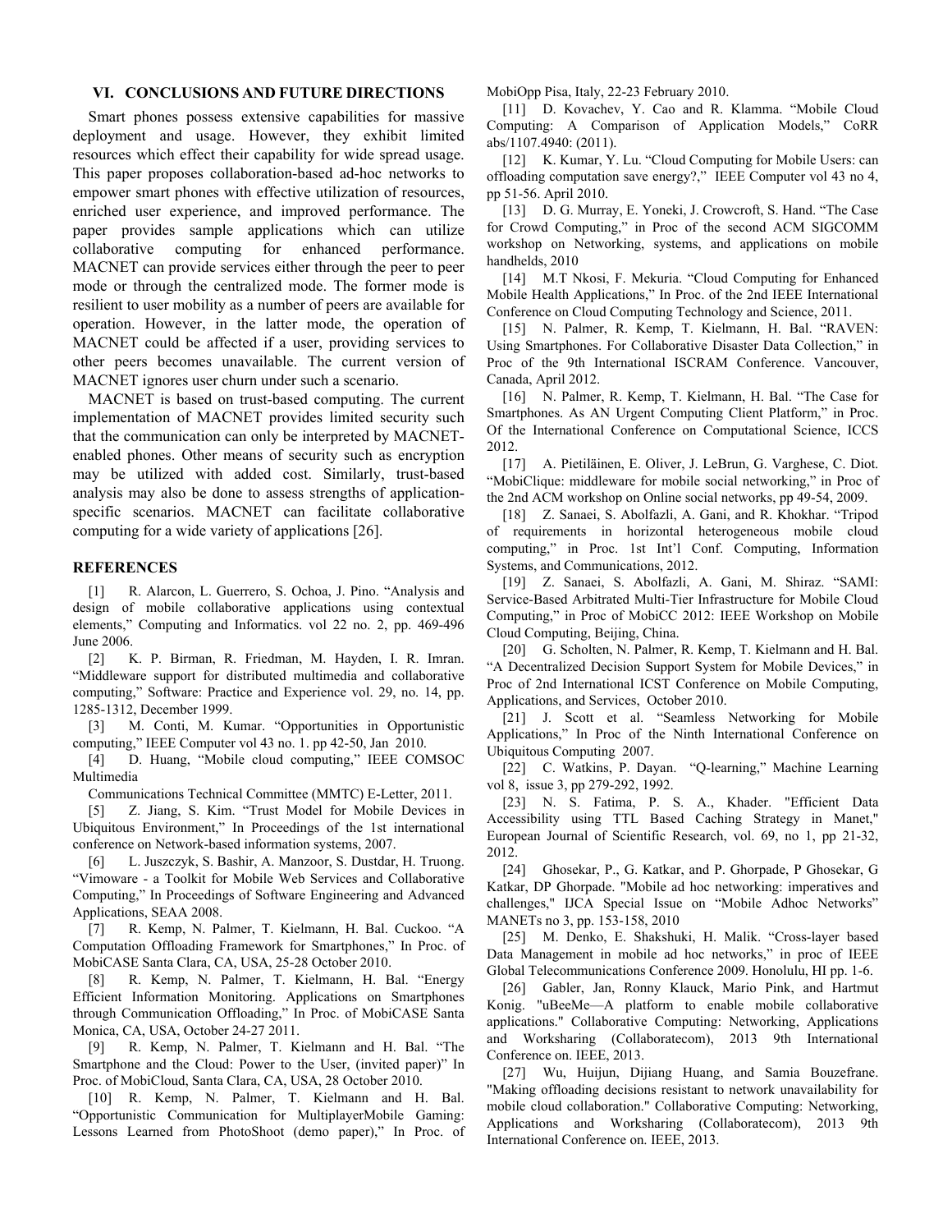## VI. CONCLUSIONS AND FUTURE DIRECTIONS

Smart phones possess extensive capabilities for massive deployment and usage. However, they exhibit limited resources which effect their capability for wide spread usage. This paper proposes collaboration-based ad-hoc networks to empower smart phones with effective utilization of resources, enriched user experience, and improved performance. The paper provides sample applications which can utilize collaborative computing for enhanced performance. MACNET can provide services either through the peer to peer mode or through the centralized mode. The former mode is resilient to user mobility as a number of peers are available for operation. However, in the latter mode, the operation of MACNET could be affected if a user, providing services to other peers becomes unavailable. The current version of MACNET ignores user churn under such a scenario.

MACNET is based on trust-based computing. The current implementation of MACNET provides limited security such that the communication can only be interpreted by MACNET-enabled phones. Other means of security such as encryption may be utilized with added cost. Similarly, trust-based analysis may also be done to assess strengths of application-specific scenarios. MACNET can facilitate collaborative computing for a wide variety of applications [26].

## REFERENCES

[1] R. Alarcon, L. Guerrero, S. Ochoa, J. Pino. "Analysis and design of mobile collaborative applications using contextual elements," Computing and Informatics. vol 22 no. 2, pp. 469-496 June 2006.

[2] K. P. Birman, R. Friedman, M. Hayden, I. R. Imran. "Middleware support for distributed multimedia and collaborative computing," Software: Practice and Experience vol. 29, no. 14, pp. 1285-1312, December 1999.

[3] M. Conti, M. Kumar. "Opportunities in Opportunistic computing," IEEE Computer vol 43 no. 1. pp 42-50, Jan 2010.

[4] D. Huang, "Mobile cloud computing," IEEE COMSOC Multimedia
Communications Technical Committee (MMTC) E-Letter, 2011.

[5] Z. Jiang, S. Kim. "Trust Model for Mobile Devices in Ubiquitous Environment," In Proceedings of the 1st international conference on Network-based information systems, 2007.

[6] L. Juszczyk, S. Bashir, A. Manzoor, S. Dustdar, H. Truong. "Vimoware - a Toolkit for Mobile Web Services and Collaborative Computing," In Proceedings of Software Engineering and Advanced Applications, SEAA 2008.

[7] R. Kemp, N. Palmer, T. Kielmann, H. Bal. Cuckoo. "A Computation Offloading Framework for Smartphones," In Proc. of MobiCASE Santa Clara, CA, USA, 25-28 October 2010.

[8] R. Kemp, N. Palmer, T. Kielmann, H. Bal. "Energy Efficient Information Monitoring. Applications on Smartphones through Communication Offloading," In Proc. of MobiCASE Santa Monica, CA, USA, October 24-27 2011.

[9] R. Kemp, N. Palmer, T. Kielmann and H. Bal. "The Smartphone and the Cloud: Power to the User, (invited paper)" In Proc. of MobiCloud, Santa Clara, CA, USA, 28 October 2010.

[10] R. Kemp, N. Palmer, T. Kielmann and H. Bal. "Opportunistic Communication for MultiplayerMobile Gaming: Lessons Learned from PhotoShoot (demo paper)," In Proc. of MobiOpp Pisa, Italy, 22-23 February 2010.

[11] D. Kovachev, Y. Cao and R. Klamma. "Mobile Cloud Computing: A Comparison of Application Models," CoRR abs/1107.4940: (2011).

[12] K. Kumar, Y. Lu. "Cloud Computing for Mobile Users: can offloading computation save energy?," IEEE Computer vol 43 no 4, pp 51-56. April 2010.

[13] D. G. Murray, E. Yoneki, J. Crowcroft, S. Hand. "The Case for Crowd Computing," in Proc of the second ACM SIGCOMM workshop on Networking, systems, and applications on mobile handhelds, 2010

[14] M.T Nkosi, F. Mekuria. "Cloud Computing for Enhanced Mobile Health Applications," In Proc. of the 2nd IEEE International Conference on Cloud Computing Technology and Science, 2011.

[15] N. Palmer, R. Kemp, T. Kielmann, H. Bal. "RAVEN: Using Smartphones. For Collaborative Disaster Data Collection," in Proc of the 9th International ISCRAM Conference. Vancouver, Canada, April 2012.

[16] N. Palmer, R. Kemp, T. Kielmann, H. Bal. "The Case for Smartphones. As AN Urgent Computing Client Platform," in Proc. Of the International Conference on Computational Science, ICCS 2012.

[17] A. Pietiläinen, E. Oliver, J. LeBrun, G. Varghese, C. Diot. "MobiClique: middleware for mobile social networking," in Proc of the 2nd ACM workshop on Online social networks, pp 49-54, 2009.

[18] Z. Sanaei, S. Abolfazli, A. Gani, and R. Khokhar. "Tripod of requirements in horizontal heterogeneous mobile cloud computing," in Proc. 1st Int'l Conf. Computing, Information Systems, and Communications, 2012.

[19] Z. Sanaei, S. Abolfazli, A. Gani, M. Shiraz. "SAMI: Service-Based Arbitrated Multi-Tier Infrastructure for Mobile Cloud Computing," in Proc of MobiCC 2012: IEEE Workshop on Mobile Cloud Computing, Beijing, China.

[20] G. Scholten, N. Palmer, R. Kemp, T. Kielmann and H. Bal. "A Decentralized Decision Support System for Mobile Devices," in Proc of 2nd International ICST Conference on Mobile Computing, Applications, and Services, October 2010.

[21] J. Scott et al. "Seamless Networking for Mobile Applications," In Proc of the Ninth International Conference on Ubiquitous Computing 2007.

[22] C. Watkins, P. Dayan. "Q-learning," Machine Learning vol 8, issue 3, pp 279-292, 1992.

[23] N. S. Fatima, P. S. A., Khader. "Efficient Data Accessibility using TTL Based Caching Strategy in Manet," European Journal of Scientific Research, vol. 69, no 1, pp 21-32, 2012.

[24] Ghosekar, P., G. Katkar, and P. Ghorpade, P Ghosekar, G Katkar, DP Ghorpade. "Mobile ad hoc networking: imperatives and challenges," IJCA Special Issue on "Mobile Adhoc Networks" MANETs no 3, pp. 153-158, 2010

[25] M. Denko, E. Shakshuki, H. Malik. "Cross-layer based Data Management in mobile ad hoc networks," in proc of IEEE Global Telecommunications Conference 2009. Honolulu, HI pp. 1-6.

[26] Gabler, Jan, Ronny Klauck, Mario Pink, and Hartmut Konig. "uBeeMe—A platform to enable mobile collaborative applications." Collaborative Computing: Networking, Applications and Worksharing (Collaboratecom), 2013 9th International Conference on. IEEE, 2013.

[27] Wu, Huijun, Dijiang Huang, and Samia Bouzefrane. "Making offloading decisions resistant to network unavailability for mobile cloud collaboration." Collaborative Computing: Networking, Applications and Worksharing (Collaboratecom), 2013 9th International Conference on. IEEE, 2013.